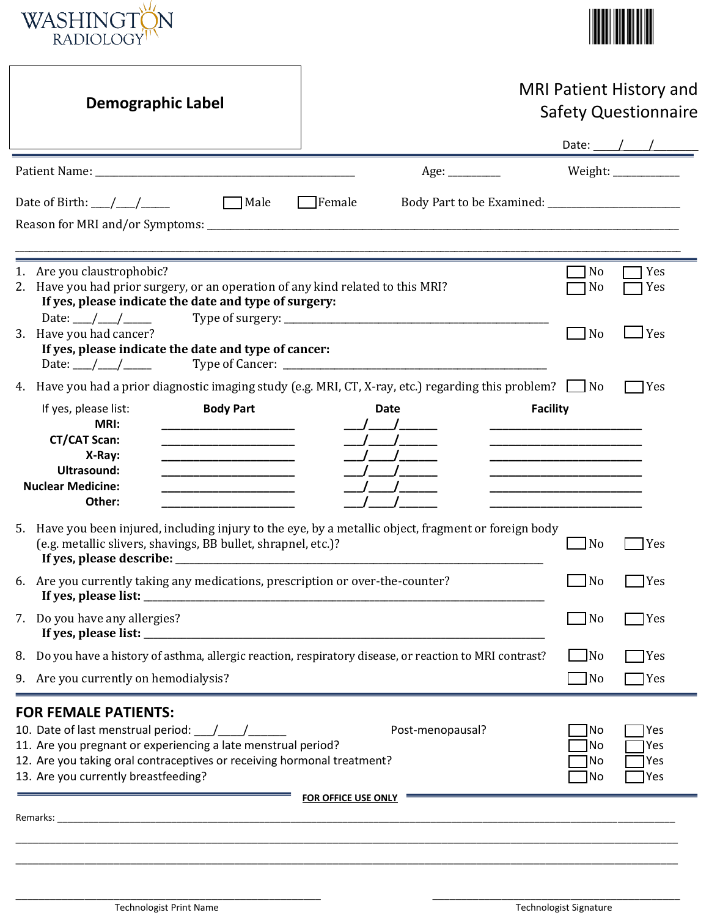WASHINGTON RADIOLOGY

**Demographic Label**

# MRI Patient History and Safety Questionnaire

Date: \_\_\_\_/\_\_\_\_/\_\_\_\_\_\_\_

Patient Name: \_\_\_\_\_\_\_\_\_\_\_\_\_\_\_\_\_\_\_\_\_\_\_\_\_\_\_\_\_\_\_\_\_\_\_\_\_\_\_\_\_\_\_\_ Age: \_\_\_\_\_\_\_\_\_ Weight: \_\_\_\_\_\_\_\_\_\_\_

Date of Birth: \_\_\_/\_\_\_/\_\_\_\_\_ ☐ Male ☐ Female Body Part to be Examined: \_\_\_\_\_\_\_\_\_\_\_\_\_\_\_\_\_\_\_\_\_\_\_\_

Reason for MRI and/or Symptoms: \_\_\_\_\_\_\_\_\_\_\_\_\_\_\_\_\_\_\_\_\_\_\_\_\_\_\_\_\_\_\_\_\_\_\_\_\_\_\_\_\_\_\_\_\_\_\_\_\_\_\_\_\_\_\_\_\_\_\_\_\_\_\_\_\_\_\_\_\_\_\_\_

\_\_\_\_\_\_\_\_\_\_\_\_\_\_\_\_\_\_\_\_\_\_\_\_\_\_\_\_\_\_\_\_\_\_\_\_\_\_\_\_\_\_\_\_\_\_\_\_\_\_\_\_\_\_\_\_\_\_\_\_\_\_\_\_\_\_\_\_\_\_\_\_\_\_\_\_\_\_\_\_\_\_\_\_\_\_\_\_\_\_\_\_\_\_\_\_\_\_

1. Are you claustrophobic? ☐ No ☐ Yes
2. Have you had prior surgery, or an operation of any kind related to this MRI? ☐ No ☐ Yes
   **If yes, please indicate the date and type of surgery:**
   Date: \_\_\_/\_\_\_/\_\_\_\_\_ Type of surgery: \_\_\_\_\_\_\_\_\_\_\_\_\_\_\_\_\_\_\_\_\_\_\_\_\_\_\_\_\_\_\_\_\_\_\_\_\_\_\_\_\_\_\_\_\_\_\_\_\_
3. Have you had cancer? ☐ No ☐ Yes
   **If yes, please indicate the date and type of cancer:**
   Date: \_\_\_/\_\_\_/\_\_\_\_\_ Type of Cancer: \_\_\_\_\_\_\_\_\_\_\_\_\_\_\_\_\_\_\_\_\_\_\_\_\_\_\_\_\_\_\_\_\_\_\_\_\_\_\_\_\_\_\_\_\_\_\_\_\_
4. Have you had a prior diagnostic imaging study (e.g. MRI, CT, X-ray, etc.) regarding this problem? ☐ No ☐ Yes

If yes, please list:

| | Body Part | Date | Facility |
|---|---|---|---|
| **MRI:** | \_\_\_\_\_\_\_\_\_\_\_\_\_\_\_\_\_\_\_\_\_\_\_ | \_\_\_/\_\_\_\_/\_\_\_\_\_\_ | \_\_\_\_\_\_\_\_\_\_\_\_\_\_\_\_\_\_\_\_\_\_\_\_\_\_ |
| **CT/CAT Scan:** | \_\_\_\_\_\_\_\_\_\_\_\_\_\_\_\_\_\_\_\_\_\_\_ | \_\_\_/\_\_\_\_/\_\_\_\_\_\_ | \_\_\_\_\_\_\_\_\_\_\_\_\_\_\_\_\_\_\_\_\_\_\_\_\_\_ |
| **X-Ray:** | \_\_\_\_\_\_\_\_\_\_\_\_\_\_\_\_\_\_\_\_\_\_\_ | \_\_\_/\_\_\_\_/\_\_\_\_\_\_ | \_\_\_\_\_\_\_\_\_\_\_\_\_\_\_\_\_\_\_\_\_\_\_\_\_\_ |
| **Ultrasound:** | \_\_\_\_\_\_\_\_\_\_\_\_\_\_\_\_\_\_\_\_\_\_\_ | \_\_\_/\_\_\_\_/\_\_\_\_\_\_ | \_\_\_\_\_\_\_\_\_\_\_\_\_\_\_\_\_\_\_\_\_\_\_\_\_\_ |
| **Nuclear Medicine:** | \_\_\_\_\_\_\_\_\_\_\_\_\_\_\_\_\_\_\_\_\_\_\_ | \_\_\_/\_\_\_\_/\_\_\_\_\_\_ | \_\_\_\_\_\_\_\_\_\_\_\_\_\_\_\_\_\_\_\_\_\_\_\_\_\_ |
| **Other:** | \_\_\_\_\_\_\_\_\_\_\_\_\_\_\_\_\_\_\_\_\_\_\_ | \_\_\_/\_\_\_\_/\_\_\_\_\_\_ | \_\_\_\_\_\_\_\_\_\_\_\_\_\_\_\_\_\_\_\_\_\_\_\_\_\_ |

5. Have you been injured, including injury to the eye, by a metallic object, fragment or foreign body (e.g. metallic slivers, shavings, BB bullet, shrapnel, etc.)? ☐ No ☐ Yes
   **If yes, please describe:** \_\_\_\_\_\_\_\_\_\_\_\_\_\_\_\_\_\_\_\_\_\_\_\_\_\_\_\_\_\_\_\_\_\_\_\_\_\_\_\_\_\_\_\_\_\_\_\_\_\_\_\_\_\_\_\_\_\_\_\_\_\_\_\_\_\_\_\_
6. Are you currently taking any medications, prescription or over-the-counter? ☐ No ☐ Yes
   **If yes, please list:** \_\_\_\_\_\_\_\_\_\_\_\_\_\_\_\_\_\_\_\_\_\_\_\_\_\_\_\_\_\_\_\_\_\_\_\_\_\_\_\_\_\_\_\_\_\_\_\_\_\_\_\_\_\_\_\_\_\_\_\_\_\_\_\_\_\_\_\_\_\_\_\_\_
7. Do you have any allergies? ☐ No ☐ Yes
   **If yes, please list:** \_\_\_\_\_\_\_\_\_\_\_\_\_\_\_\_\_\_\_\_\_\_\_\_\_\_\_\_\_\_\_\_\_\_\_\_\_\_\_\_\_\_\_\_\_\_\_\_\_\_\_\_\_\_\_\_\_\_\_\_\_\_\_\_\_\_\_\_\_\_\_\_\_
8. Do you have a history of asthma, allergic reaction, respiratory disease, or reaction to MRI contrast? ☐ No ☐ Yes
9. Are you currently on hemodialysis? ☐ No ☐ Yes

## FOR FEMALE PATIENTS:

10. Date of last menstrual period: \_\_\_/\_\_\_\_/\_\_\_\_\_\_\_ Post-menopausal? ☐ No ☐ Yes
11. Are you pregnant or experiencing a late menstrual period? ☐ No ☐ Yes
12. Are you taking oral contraceptives or receiving hormonal treatment? ☐ No ☐ Yes
13. Are you currently breastfeeding? ☐ No ☐ Yes

**FOR OFFICE USE ONLY**

Remarks: \_\_\_\_\_\_\_\_\_\_\_\_\_\_\_\_\_\_\_\_\_\_\_\_\_\_\_\_\_\_\_\_\_\_\_\_\_\_\_\_\_\_\_\_\_\_\_\_\_\_\_\_\_\_\_\_\_\_\_\_\_\_\_\_\_\_\_\_\_\_\_\_\_\_\_\_\_\_\_\_\_\_\_\_\_\_\_\_\_\_\_

\_\_\_\_\_\_\_\_\_\_\_\_\_\_\_\_\_\_\_\_\_\_\_\_\_\_\_\_\_\_\_\_\_\_\_\_\_\_\_\_\_\_\_\_\_\_\_\_\_\_\_\_\_\_\_\_\_\_\_\_\_\_\_\_\_\_\_\_\_\_\_\_\_\_\_\_\_\_\_\_\_\_\_\_\_\_\_\_\_\_\_\_\_\_\_\_\_\_

\_\_\_\_\_\_\_\_\_\_\_\_\_\_\_\_\_\_\_\_\_\_\_\_\_\_\_\_\_\_\_\_\_\_\_\_\_\_\_\_\_\_\_\_\_\_\_\_\_\_\_\_\_\_\_\_\_\_\_\_\_\_\_\_\_\_\_\_\_\_\_\_\_\_\_\_\_\_\_\_\_\_\_\_\_\_\_\_\_\_\_\_\_\_\_\_\_\_

\_\_\_\_\_\_\_\_\_\_\_\_\_\_\_\_\_\_\_\_\_\_\_\_\_\_\_\_\_\_\_\_\_\_\_\_\_\_\_\_\_\_\_\_\_\_ \_\_\_\_\_\_\_\_\_\_\_\_\_\_\_\_\_\_\_\_\_\_\_\_\_\_\_\_\_\_\_\_\_\_\_\_\_\_\_\_\_\_\_\_\_\_
Technologist Print Name Technologist Signature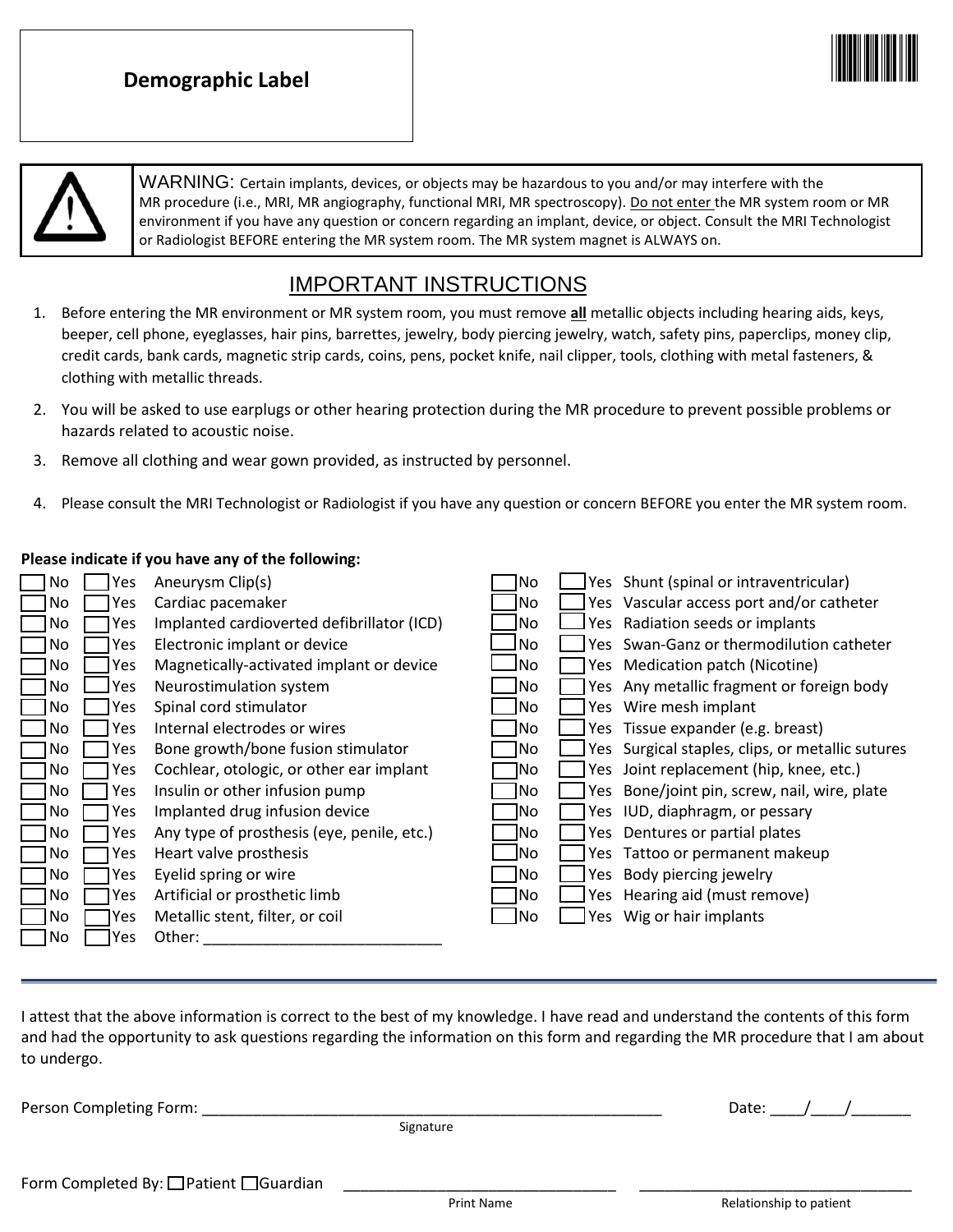**Demographic Label**

WARNING: Certain implants, devices, or objects may be hazardous to you and/or may interfere with the MR procedure (i.e., MRI, MR angiography, functional MRI, MR spectroscopy). Do not enter the MR system room or MR environment if you have any question or concern regarding an implant, device, or object. Consult the MRI Technologist or Radiologist BEFORE entering the MR system room. The MR system magnet is ALWAYS on.

## IMPORTANT INSTRUCTIONS

1. Before entering the MR environment or MR system room, you must remove **all** metallic objects including hearing aids, keys, beeper, cell phone, eyeglasses, hair pins, barrettes, jewelry, body piercing jewelry, watch, safety pins, paperclips, money clip, credit cards, bank cards, magnetic strip cards, coins, pens, pocket knife, nail clipper, tools, clothing with metal fasteners, & clothing with metallic threads.
2. You will be asked to use earplugs or other hearing protection during the MR procedure to prevent possible problems or hazards related to acoustic noise.
3. Remove all clothing and wear gown provided, as instructed by personnel.
4. Please consult the MRI Technologist or Radiologist if you have any question or concern BEFORE you enter the MR system room.

**Please indicate if you have any of the following:**

- ☐ No ☐ Yes Aneurysm Clip(s)
- ☐ No ☐ Yes Cardiac pacemaker
- ☐ No ☐ Yes Implanted cardioverted defibrillator (ICD)
- ☐ No ☐ Yes Electronic implant or device
- ☐ No ☐ Yes Magnetically-activated implant or device
- ☐ No ☐ Yes Neurostimulation system
- ☐ No ☐ Yes Spinal cord stimulator
- ☐ No ☐ Yes Internal electrodes or wires
- ☐ No ☐ Yes Bone growth/bone fusion stimulator
- ☐ No ☐ Yes Cochlear, otologic, or other ear implant
- ☐ No ☐ Yes Insulin or other infusion pump
- ☐ No ☐ Yes Implanted drug infusion device
- ☐ No ☐ Yes Any type of prosthesis (eye, penile, etc.)
- ☐ No ☐ Yes Heart valve prosthesis
- ☐ No ☐ Yes Eyelid spring or wire
- ☐ No ☐ Yes Artificial or prosthetic limb
- ☐ No ☐ Yes Metallic stent, filter, or coil
- ☐ No ☐ Yes Other: ____________________________
- ☐ No ☐ Yes Shunt (spinal or intraventricular)
- ☐ No ☐ Yes Vascular access port and/or catheter
- ☐ No ☐ Yes Radiation seeds or implants
- ☐ No ☐ Yes Swan-Ganz or thermodilution catheter
- ☐ No ☐ Yes Medication patch (Nicotine)
- ☐ No ☐ Yes Any metallic fragment or foreign body
- ☐ No ☐ Yes Wire mesh implant
- ☐ No ☐ Yes Tissue expander (e.g. breast)
- ☐ No ☐ Yes Surgical staples, clips, or metallic sutures
- ☐ No ☐ Yes Joint replacement (hip, knee, etc.)
- ☐ No ☐ Yes Bone/joint pin, screw, nail, wire, plate
- ☐ No ☐ Yes IUD, diaphragm, or pessary
- ☐ No ☐ Yes Dentures or partial plates
- ☐ No ☐ Yes Tattoo or permanent makeup
- ☐ No ☐ Yes Body piercing jewelry
- ☐ No ☐ Yes Hearing aid (must remove)
- ☐ No ☐ Yes Wig or hair implants

---

I attest that the above information is correct to the best of my knowledge. I have read and understand the contents of this form and had the opportunity to ask questions regarding the information on this form and regarding the MR procedure that I am about to undergo.

Person Completing Form: ________________________________________________________ Date: ____/____/_______

Signature

Form Completed By: ☐ Patient ☐ Guardian _________________________________ _________________________________

Print Name Relationship to patient